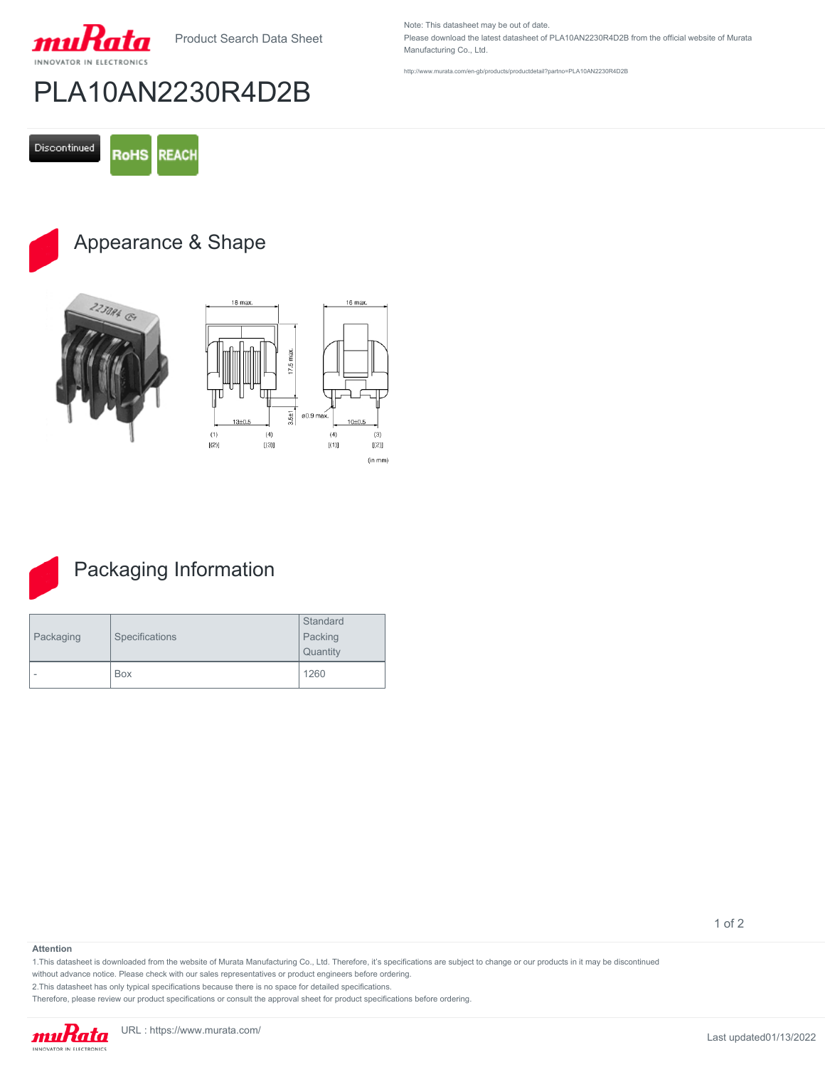Product Search Data Sheet

Note: This datasheet may be out of date.
Please download the latest datasheet of PLA10AN2230R4D2B from the official website of Murata Manufacturing Co., Ltd.

http://www.murata.com/en-gb/products/productdetail?partno=PLA10AN2230R4D2B

# PLA10AN2230R4D2B

Discontinued RoHS REACH

## Appearance & Shape

18 max. 16 max. 17.5 max. 3.5±1 ø0.9 max. 13±0.5 10±0.5 (1) [(2)] (4) [(3)] (4) [(1)] (3) [(2)] (in mm)

## Packaging Information

| Packaging | Specifications | Standard Packing Quantity |
|---|---|---|
| - | Box | 1260 |

**Attention**

1.This datasheet is downloaded from the website of Murata Manufacturing Co., Ltd. Therefore, it's specifications are subject to change or our products in it may be discontinued without advance notice. Please check with our sales representatives or product engineers before ordering.
2.This datasheet has only typical specifications because there is no space for detailed specifications.
Therefore, please review our product specifications or consult the approval sheet for product specifications before ordering.

URL : https://www.murata.com/

Last updated01/13/2022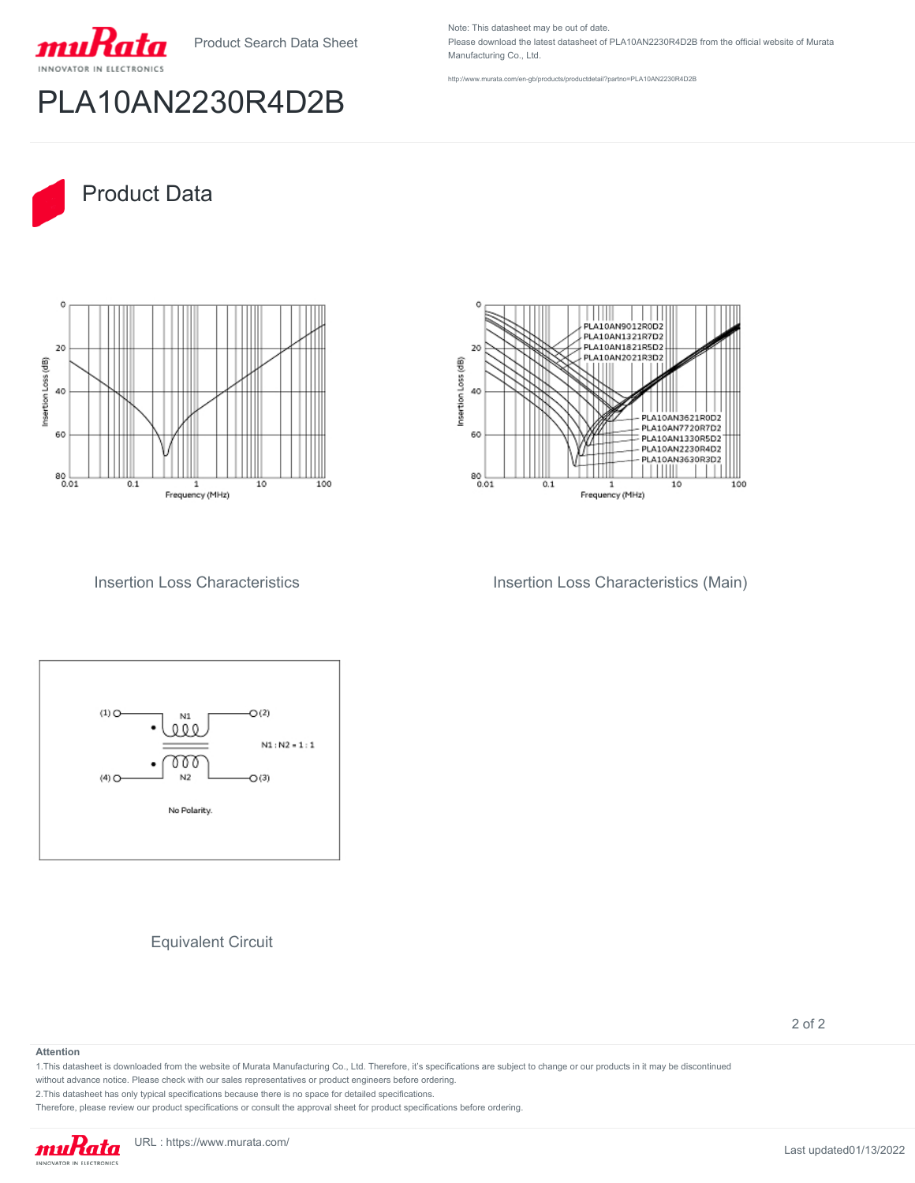Note: This datasheet may be out of date.
Please download the latest datasheet of PLA10AN2230R4D2B from the official website of Murata Manufacturing Co., Ltd.

http://www.murata.com/en-gb/products/productdetail?partno=PLA10AN2230R4D2B

# PLA10AN2230R4D2B

## Product Data

Insertion Loss Characteristics

Insertion Loss Characteristics (Main)

Equivalent Circuit

**Attention**

1.This datasheet is downloaded from the website of Murata Manufacturing Co., Ltd. Therefore, it's specifications are subject to change or our products in it may be discontinued without advance notice. Please check with our sales representatives or product engineers before ordering.

2.This datasheet has only typical specifications because there is no space for detailed specifications.

Therefore, please review our product specifications or consult the approval sheet for product specifications before ordering.

URL : https://www.murata.com/

Last updated01/13/2022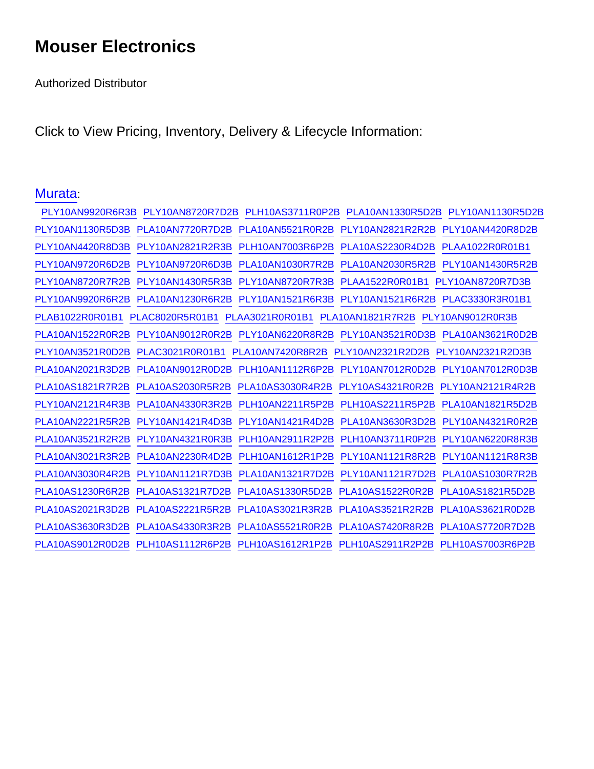# Mouser Electronics

Authorized Distributor

Click to View Pricing, Inventory, Delivery & Lifecycle Information:

Murata:

PLY10AN9920R6R3B PLY10AN8720R7D2B PLH10AS3711R0P2B PLA10AN1330R5D2B PLY10AN1130R5D2B
PLY10AN1130R5D3B PLA10AN7720R7D2B PLA10AN5521R0R2B PLY10AN2821R2R2B PLY10AN4420R8D2B
PLY10AN4420R8D3B PLY10AN2821R2R3B PLH10AN7003R6P2B PLA10AS2230R4D2B PLAA1022R0R01B1
PLY10AN9720R6D2B PLY10AN9720R6D3B PLA10AN1030R7R2B PLA10AN2030R5R2B PLY10AN1430R5R2B
PLY10AN8720R7R2B PLY10AN1430R5R3B PLY10AN8720R7R3B PLAA1522R0R01B1 PLY10AN8720R7D3B
PLY10AN9920R6R2B PLA10AN1230R6R2B PLY10AN1521R6R3B PLY10AN1521R6R2B PLAC3330R3R01B1
PLAB1022R0R01B1 PLAC8020R5R01B1 PLAA3021R0R01B1 PLA10AN1821R7R2B PLY10AN9012R0R3B
PLA10AN1522R0R2B PLY10AN9012R0R2B PLY10AN6220R8R2B PLY10AN3521R0D3B PLA10AN3621R0D2B
PLY10AN3521R0D2B PLAC3021R0R01B1 PLA10AN7420R8R2B PLY10AN2321R2D2B PLY10AN2321R2D3B
PLA10AN2021R3D2B PLA10AN9012R0D2B PLH10AN1112R6P2B PLY10AN7012R0D2B PLY10AN7012R0D3B
PLA10AS1821R7R2B PLA10AS2030R5R2B PLA10AS3030R4R2B PLY10AS4321R0R2B PLY10AN2121R4R2B
PLY10AN2121R4R3B PLA10AN4330R3R2B PLH10AN2211R5P2B PLH10AS2211R5P2B PLA10AN1821R5D2B
PLA10AN2221R5R2B PLY10AN1421R4D3B PLY10AN1421R4D2B PLA10AN3630R3D2B PLY10AN4321R0R2B
PLA10AN3521R2R2B PLY10AN4321R0R3B PLH10AN2911R2P2B PLH10AN3711R0P2B PLY10AN6220R8R3B
PLA10AN3021R3R2B PLA10AN2230R4D2B PLH10AN1612R1P2B PLY10AN1121R8R2B PLY10AN1121R8R3B
PLA10AN3030R4R2B PLY10AN1121R7D3B PLA10AN1321R7D2B PLY10AN1121R7D2B PLA10AS1030R7R2B
PLA10AS1230R6R2B PLA10AS1321R7D2B PLA10AS1330R5D2B PLA10AS1522R0R2B PLA10AS1821R5D2B
PLA10AS2021R3D2B PLA10AS2221R5R2B PLA10AS3021R3R2B PLA10AS3521R2R2B PLA10AS3621R0D2B
PLA10AS3630R3D2B PLA10AS4330R3R2B PLA10AS5521R0R2B PLA10AS7420R8R2B PLA10AS7720R7D2B
PLA10AS9012R0D2B PLH10AS1112R6P2B PLH10AS1612R1P2B PLH10AS2911R2P2B PLH10AS7003R6P2B